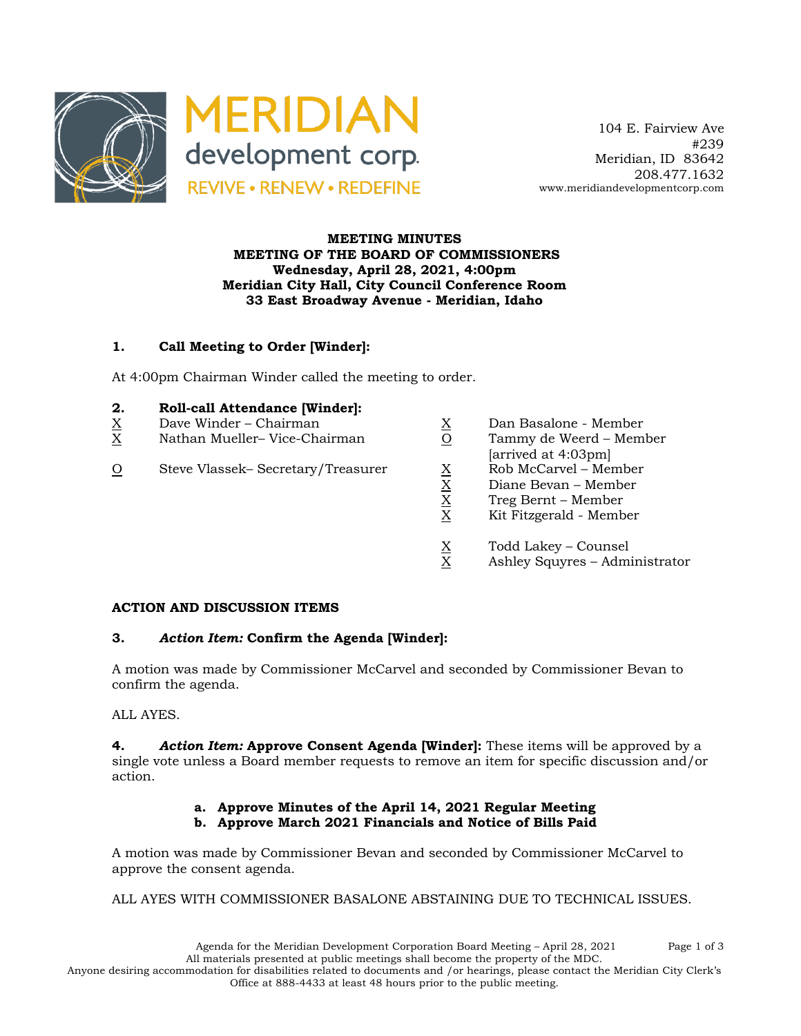MERIDIAN development corp.
REVIVE • RENEW • REDEFINE

104 E. Fairview Ave
#239
Meridian, ID 83642
208.477.1632
www.meridiandevelopmentcorp.com

**MEETING MINUTES**
**MEETING OF THE BOARD OF COMMISSIONERS**
**Wednesday, April 28, 2021, 4:00pm**
**Meridian City Hall, City Council Conference Room**
**33 East Broadway Avenue - Meridian, Idaho**

**1. Call Meeting to Order [Winder]:**

At 4:00pm Chairman Winder called the meeting to order.

**2. Roll-call Attendance [Winder]:**

X Dave Winder – Chairman
X Nathan Mueller– Vice-Chairman
O Steve Vlassek– Secretary/Treasurer
X Dan Basalone - Member
O Tammy de Weerd – Member [arrived at 4:03pm]
X Rob McCarvel – Member
X Diane Bevan – Member
X Treg Bernt – Member
X Kit Fitzgerald - Member

X Todd Lakey – Counsel
X Ashley Squyres – Administrator

**ACTION AND DISCUSSION ITEMS**

**3. *Action Item:* Confirm the Agenda [Winder]:**

A motion was made by Commissioner McCarvel and seconded by Commissioner Bevan to confirm the agenda.

ALL AYES.

**4. *Action Item:* Approve Consent Agenda [Winder]:** These items will be approved by a single vote unless a Board member requests to remove an item for specific discussion and/or action.

**a. Approve Minutes of the April 14, 2021 Regular Meeting**
**b. Approve March 2021 Financials and Notice of Bills Paid**

A motion was made by Commissioner Bevan and seconded by Commissioner McCarvel to approve the consent agenda.

ALL AYES WITH COMMISSIONER BASALONE ABSTAINING DUE TO TECHNICAL ISSUES.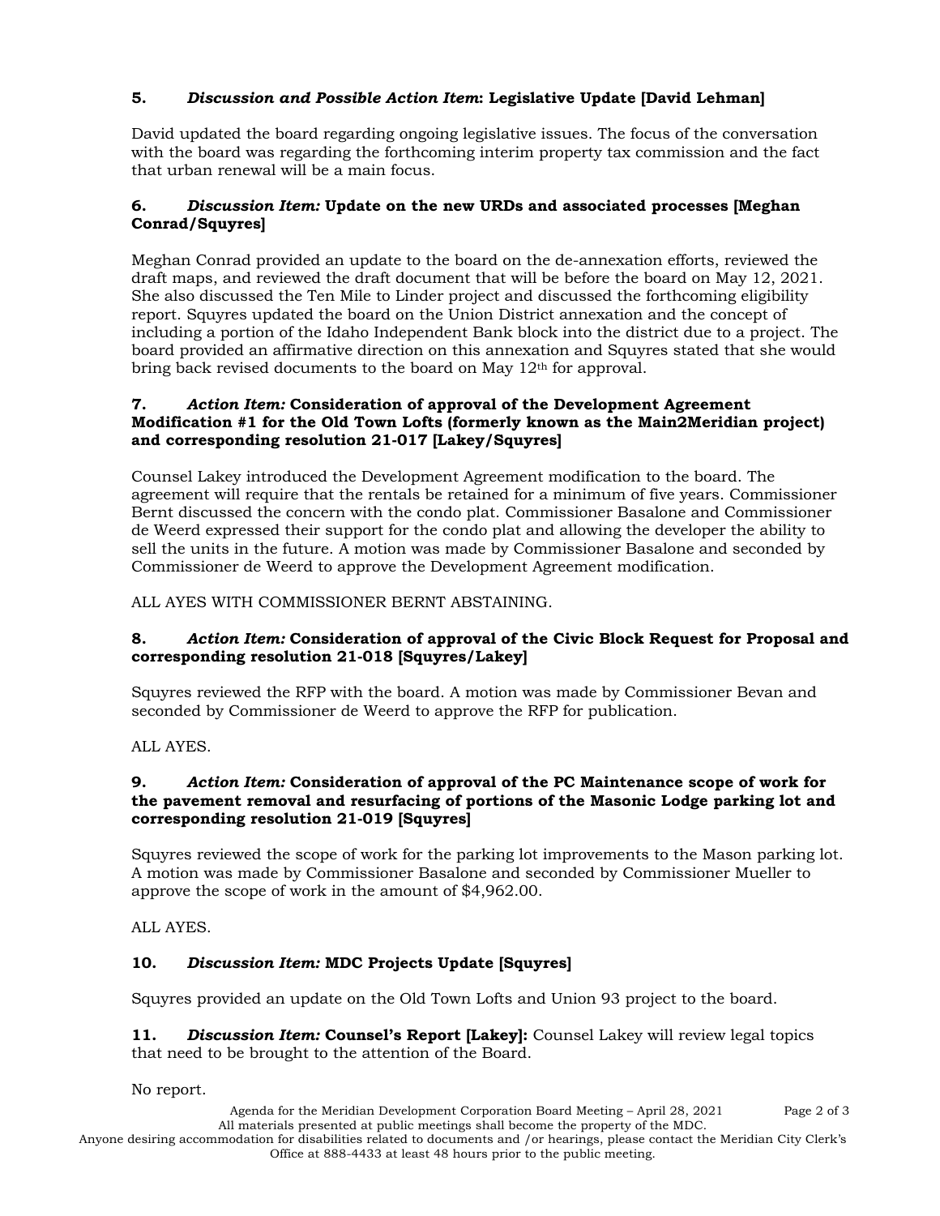**5.** ***Discussion and Possible Action Item*: Legislative Update [David Lehman]**

David updated the board regarding ongoing legislative issues. The focus of the conversation with the board was regarding the forthcoming interim property tax commission and the fact that urban renewal will be a main focus.

**6.** ***Discussion Item:* Update on the new URDs and associated processes [Meghan Conrad/Squyres]**

Meghan Conrad provided an update to the board on the de-annexation efforts, reviewed the draft maps, and reviewed the draft document that will be before the board on May 12, 2021. She also discussed the Ten Mile to Linder project and discussed the forthcoming eligibility report. Squyres updated the board on the Union District annexation and the concept of including a portion of the Idaho Independent Bank block into the district due to a project. The board provided an affirmative direction on this annexation and Squyres stated that she would bring back revised documents to the board on May 12th for approval.

**7.** ***Action Item:* Consideration of approval of the Development Agreement Modification #1 for the Old Town Lofts (formerly known as the Main2Meridian project) and corresponding resolution 21-017 [Lakey/Squyres]**

Counsel Lakey introduced the Development Agreement modification to the board. The agreement will require that the rentals be retained for a minimum of five years. Commissioner Bernt discussed the concern with the condo plat. Commissioner Basalone and Commissioner de Weerd expressed their support for the condo plat and allowing the developer the ability to sell the units in the future. A motion was made by Commissioner Basalone and seconded by Commissioner de Weerd to approve the Development Agreement modification.

ALL AYES WITH COMMISSIONER BERNT ABSTAINING.

**8.** ***Action Item:* Consideration of approval of the Civic Block Request for Proposal and corresponding resolution 21-018 [Squyres/Lakey]**

Squyres reviewed the RFP with the board. A motion was made by Commissioner Bevan and seconded by Commissioner de Weerd to approve the RFP for publication.

ALL AYES.

**9.** ***Action Item:* Consideration of approval of the PC Maintenance scope of work for the pavement removal and resurfacing of portions of the Masonic Lodge parking lot and corresponding resolution 21-019 [Squyres]**

Squyres reviewed the scope of work for the parking lot improvements to the Mason parking lot. A motion was made by Commissioner Basalone and seconded by Commissioner Mueller to approve the scope of work in the amount of $4,962.00.

ALL AYES.

**10.** ***Discussion Item:* MDC Projects Update [Squyres]**

Squyres provided an update on the Old Town Lofts and Union 93 project to the board.

**11.** ***Discussion Item:* Counsel's Report [Lakey]:** Counsel Lakey will review legal topics that need to be brought to the attention of the Board.

No report.

Agenda for the Meridian Development Corporation Board Meeting – April 28, 2021

All materials presented at public meetings shall become the property of the MDC.
Anyone desiring accommodation for disabilities related to documents and /or hearings, please contact the Meridian City Clerk's Office at 888-4433 at least 48 hours prior to the public meeting.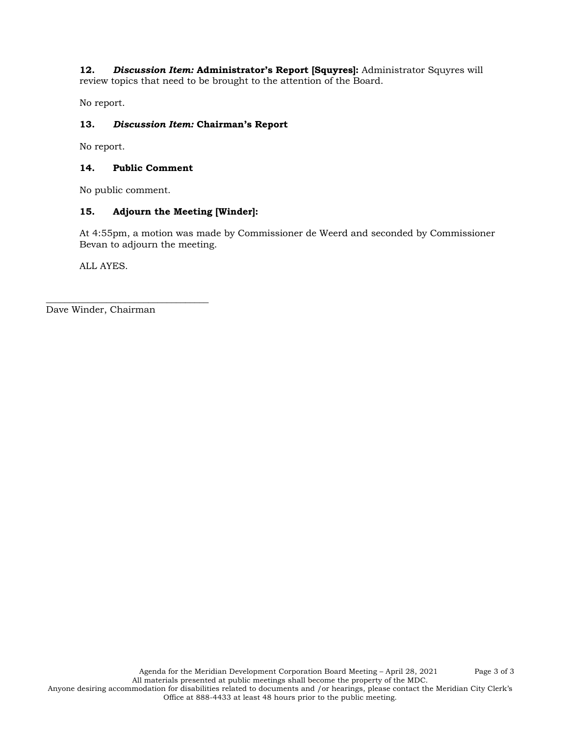**12.** ***Discussion Item:*** **Administrator's Report [Squyres]:** Administrator Squyres will review topics that need to be brought to the attention of the Board.

No report.

**13.** ***Discussion Item:*** **Chairman's Report**

No report.

**14. Public Comment**

No public comment.

**15. Adjourn the Meeting [Winder]:**

At 4:55pm, a motion was made by Commissioner de Weerd and seconded by Commissioner Bevan to adjourn the meeting.

ALL AYES.

\_\_\_\_\_\_\_\_\_\_\_\_\_\_\_\_\_\_\_\_\_\_\_\_\_\_\_\_\_\_\_\_\_\_
Dave Winder, Chairman

Agenda for the Meridian Development Corporation Board Meeting – April 28, 2021
All materials presented at public meetings shall become the property of the MDC.
Anyone desiring accommodation for disabilities related to documents and /or hearings, please contact the Meridian City Clerk's Office at 888-4433 at least 48 hours prior to the public meeting.